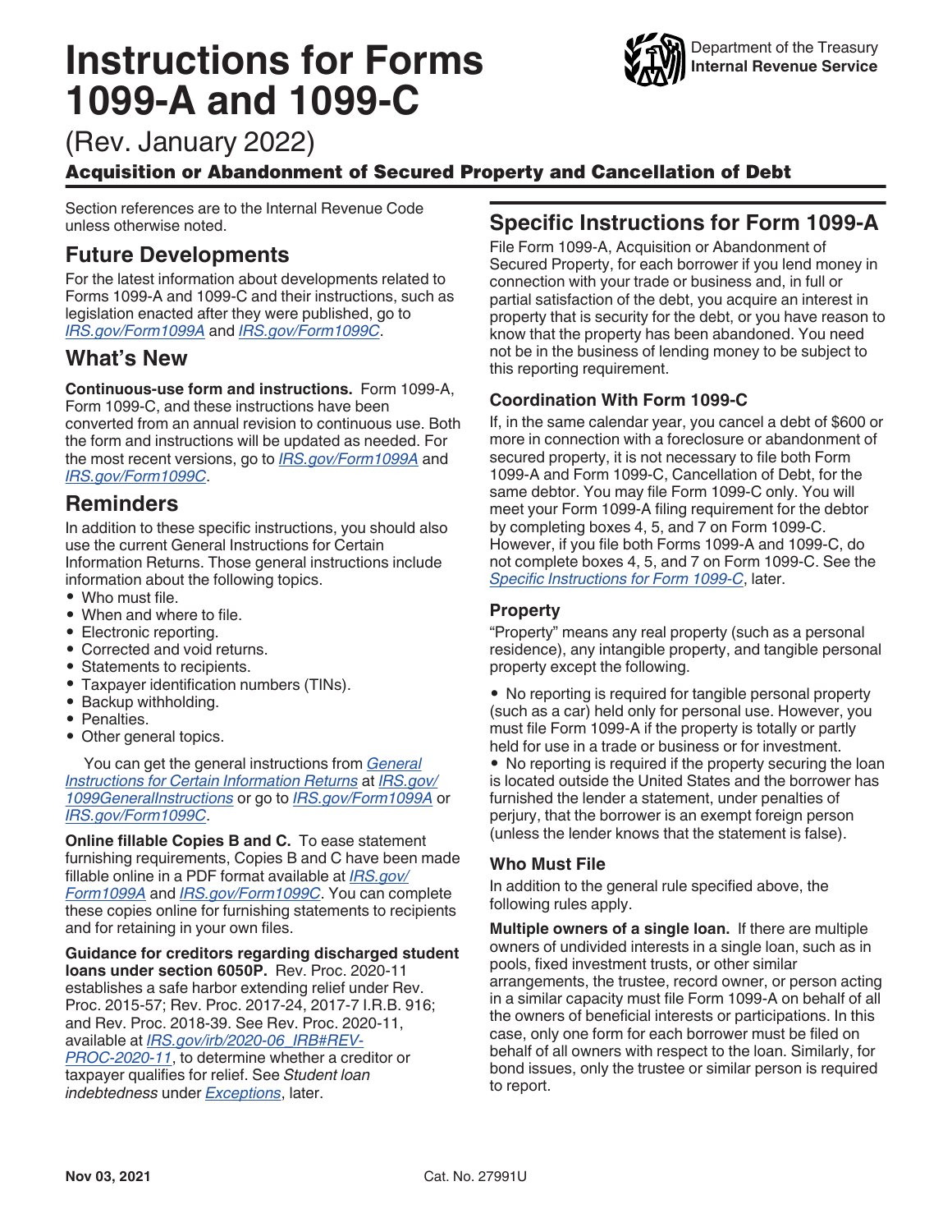# Instructions for Forms 1099-A and 1099-C

(Rev. January 2022)

**Acquisition or Abandonment of Secured Property and Cancellation of Debt**

Department of the Treasury
**Internal Revenue Service**

Section references are to the Internal Revenue Code unless otherwise noted.

## Future Developments

For the latest information about developments related to Forms 1099-A and 1099-C and their instructions, such as legislation enacted after they were published, go to *IRS.gov/Form1099A* and *IRS.gov/Form1099C*.

## What's New

**Continuous-use form and instructions.** Form 1099-A, Form 1099-C, and these instructions have been converted from an annual revision to continuous use. Both the form and instructions will be updated as needed. For the most recent versions, go to *IRS.gov/Form1099A* and *IRS.gov/Form1099C*.

## Reminders

In addition to these specific instructions, you should also use the current General Instructions for Certain Information Returns. Those general instructions include information about the following topics.

- Who must file.
- When and where to file.
- Electronic reporting.
- Corrected and void returns.
- Statements to recipients.
- Taxpayer identification numbers (TINs).
- Backup withholding.
- Penalties.
- Other general topics.

You can get the general instructions from *General Instructions for Certain Information Returns* at *IRS.gov/1099GeneralInstructions* or go to *IRS.gov/Form1099A* or *IRS.gov/Form1099C*.

**Online fillable Copies B and C.** To ease statement furnishing requirements, Copies B and C have been made fillable online in a PDF format available at *IRS.gov/Form1099A* and *IRS.gov/Form1099C*. You can complete these copies online for furnishing statements to recipients and for retaining in your own files.

**Guidance for creditors regarding discharged student loans under section 6050P.** Rev. Proc. 2020-11 establishes a safe harbor extending relief under Rev. Proc. 2015-57; Rev. Proc. 2017-24, 2017-7 I.R.B. 916; and Rev. Proc. 2018-39. See Rev. Proc. 2020-11, available at *IRS.gov/irb/2020-06_IRB#REV-PROC-2020-11*, to determine whether a creditor or taxpayer qualifies for relief. See *Student loan indebtedness* under *Exceptions*, later.

## Specific Instructions for Form 1099-A

File Form 1099-A, Acquisition or Abandonment of Secured Property, for each borrower if you lend money in connection with your trade or business and, in full or partial satisfaction of the debt, you acquire an interest in property that is security for the debt, or you have reason to know that the property has been abandoned. You need not be in the business of lending money to be subject to this reporting requirement.

### Coordination With Form 1099-C

If, in the same calendar year, you cancel a debt of $600 or more in connection with a foreclosure or abandonment of secured property, it is not necessary to file both Form 1099-A and Form 1099-C, Cancellation of Debt, for the same debtor. You may file Form 1099-C only. You will meet your Form 1099-A filing requirement for the debtor by completing boxes 4, 5, and 7 on Form 1099-C. However, if you file both Forms 1099-A and 1099-C, do not complete boxes 4, 5, and 7 on Form 1099-C. See the *Specific Instructions for Form 1099-C*, later.

### Property

"Property" means any real property (such as a personal residence), any intangible property, and tangible personal property except the following.

- No reporting is required for tangible personal property (such as a car) held only for personal use. However, you must file Form 1099-A if the property is totally or partly held for use in a trade or business or for investment.
- No reporting is required if the property securing the loan is located outside the United States and the borrower has furnished the lender a statement, under penalties of perjury, that the borrower is an exempt foreign person (unless the lender knows that the statement is false).

### Who Must File

In addition to the general rule specified above, the following rules apply.

**Multiple owners of a single loan.** If there are multiple owners of undivided interests in a single loan, such as in pools, fixed investment trusts, or other similar arrangements, the trustee, record owner, or person acting in a similar capacity must file Form 1099-A on behalf of all the owners of beneficial interests or participations. In this case, only one form for each borrower must be filed on behalf of all owners with respect to the loan. Similarly, for bond issues, only the trustee or similar person is required to report.

Nov 03, 2021 Cat. No. 27991U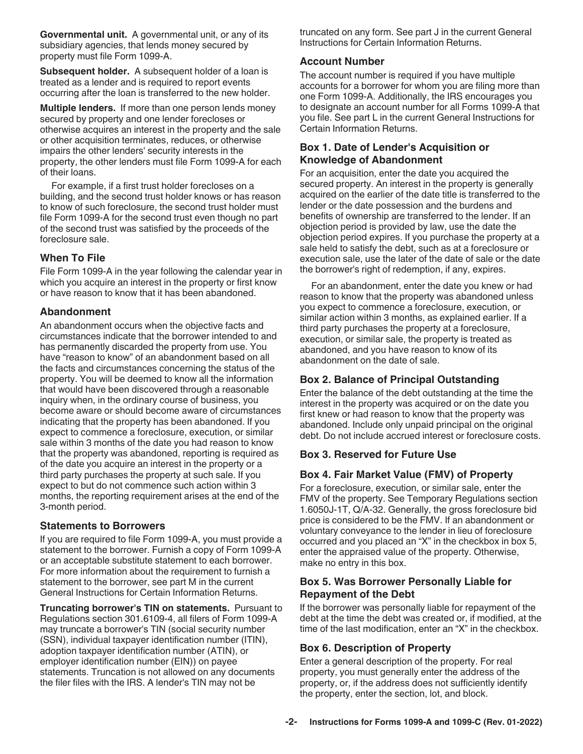**Governmental unit.** A governmental unit, or any of its subsidiary agencies, that lends money secured by property must file Form 1099-A.

**Subsequent holder.** A subsequent holder of a loan is treated as a lender and is required to report events occurring after the loan is transferred to the new holder.

**Multiple lenders.** If more than one person lends money secured by property and one lender forecloses or otherwise acquires an interest in the property and the sale or other acquisition terminates, reduces, or otherwise impairs the other lenders' security interests in the property, the other lenders must file Form 1099-A for each of their loans.

For example, if a first trust holder forecloses on a building, and the second trust holder knows or has reason to know of such foreclosure, the second trust holder must file Form 1099-A for the second trust even though no part of the second trust was satisfied by the proceeds of the foreclosure sale.

## When To File

File Form 1099-A in the year following the calendar year in which you acquire an interest in the property or first know or have reason to know that it has been abandoned.

## Abandonment

An abandonment occurs when the objective facts and circumstances indicate that the borrower intended to and has permanently discarded the property from use. You have "reason to know" of an abandonment based on all the facts and circumstances concerning the status of the property. You will be deemed to know all the information that would have been discovered through a reasonable inquiry when, in the ordinary course of business, you become aware or should become aware of circumstances indicating that the property has been abandoned. If you expect to commence a foreclosure, execution, or similar sale within 3 months of the date you had reason to know that the property was abandoned, reporting is required as of the date you acquire an interest in the property or a third party purchases the property at such sale. If you expect to but do not commence such action within 3 months, the reporting requirement arises at the end of the 3-month period.

## Statements to Borrowers

If you are required to file Form 1099-A, you must provide a statement to the borrower. Furnish a copy of Form 1099-A or an acceptable substitute statement to each borrower. For more information about the requirement to furnish a statement to the borrower, see part M in the current General Instructions for Certain Information Returns.

**Truncating borrower's TIN on statements.** Pursuant to Regulations section 301.6109-4, all filers of Form 1099-A may truncate a borrower's TIN (social security number (SSN), individual taxpayer identification number (ITIN), adoption taxpayer identification number (ATIN), or employer identification number (EIN)) on payee statements. Truncation is not allowed on any documents the filer files with the IRS. A lender's TIN may not be truncated on any form. See part J in the current General Instructions for Certain Information Returns.

## Account Number

The account number is required if you have multiple accounts for a borrower for whom you are filing more than one Form 1099-A. Additionally, the IRS encourages you to designate an account number for all Forms 1099-A that you file. See part L in the current General Instructions for Certain Information Returns.

## Box 1. Date of Lender's Acquisition or Knowledge of Abandonment

For an acquisition, enter the date you acquired the secured property. An interest in the property is generally acquired on the earlier of the date title is transferred to the lender or the date possession and the burdens and benefits of ownership are transferred to the lender. If an objection period is provided by law, use the date the objection period expires. If you purchase the property at a sale held to satisfy the debt, such as at a foreclosure or execution sale, use the later of the date of sale or the date the borrower's right of redemption, if any, expires.

For an abandonment, enter the date you knew or had reason to know that the property was abandoned unless you expect to commence a foreclosure, execution, or similar action within 3 months, as explained earlier. If a third party purchases the property at a foreclosure, execution, or similar sale, the property is treated as abandoned, and you have reason to know of its abandonment on the date of sale.

## Box 2. Balance of Principal Outstanding

Enter the balance of the debt outstanding at the time the interest in the property was acquired or on the date you first knew or had reason to know that the property was abandoned. Include only unpaid principal on the original debt. Do not include accrued interest or foreclosure costs.

## Box 3. Reserved for Future Use

## Box 4. Fair Market Value (FMV) of Property

For a foreclosure, execution, or similar sale, enter the FMV of the property. See Temporary Regulations section 1.6050J-1T, Q/A-32. Generally, the gross foreclosure bid price is considered to be the FMV. If an abandonment or voluntary conveyance to the lender in lieu of foreclosure occurred and you placed an "X" in the checkbox in box 5, enter the appraised value of the property. Otherwise, make no entry in this box.

## Box 5. Was Borrower Personally Liable for Repayment of the Debt

If the borrower was personally liable for repayment of the debt at the time the debt was created or, if modified, at the time of the last modification, enter an "X" in the checkbox.

## Box 6. Description of Property

Enter a general description of the property. For real property, you must generally enter the address of the property, or, if the address does not sufficiently identify the property, enter the section, lot, and block.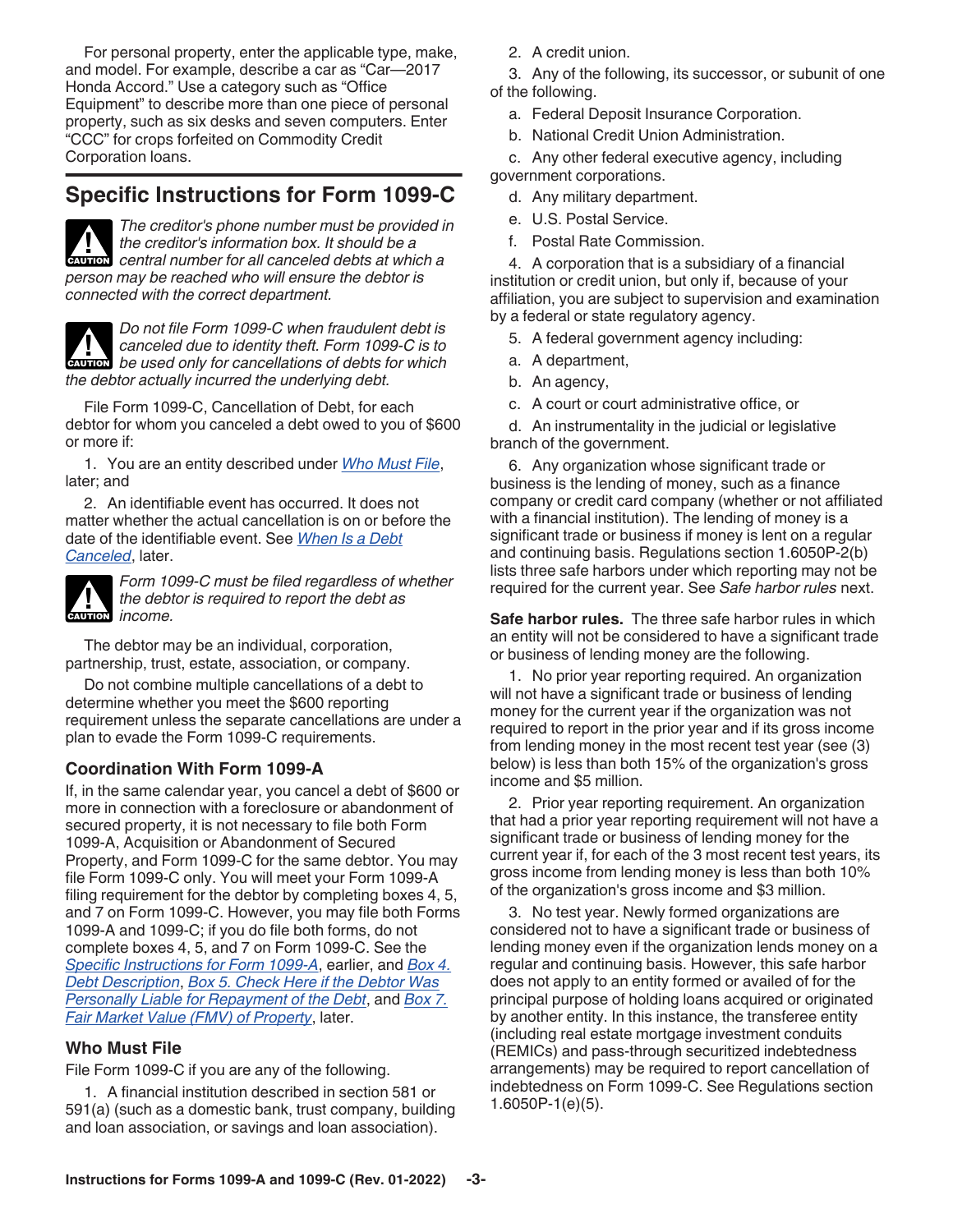For personal property, enter the applicable type, make, and model. For example, describe a car as "Car—2017 Honda Accord." Use a category such as "Office Equipment" to describe more than one piece of personal property, such as six desks and seven computers. Enter "CCC" for crops forfeited on Commodity Credit Corporation loans.

## Specific Instructions for Form 1099-C

**CAUTION:** *The creditor's phone number must be provided in the creditor's information box. It should be a central number for all canceled debts at which a person may be reached who will ensure the debtor is connected with the correct department.*

**CAUTION:** *Do not file Form 1099-C when fraudulent debt is canceled due to identity theft. Form 1099-C is to be used only for cancellations of debts for which the debtor actually incurred the underlying debt.*

File Form 1099-C, Cancellation of Debt, for each debtor for whom you canceled a debt owed to you of $600 or more if:

1. You are an entity described under *Who Must File*, later; and
2. An identifiable event has occurred. It does not matter whether the actual cancellation is on or before the date of the identifiable event. See *When Is a Debt Canceled*, later.

**CAUTION:** *Form 1099-C must be filed regardless of whether the debtor is required to report the debt as income.*

The debtor may be an individual, corporation, partnership, trust, estate, association, or company.

Do not combine multiple cancellations of a debt to determine whether you meet the $600 reporting requirement unless the separate cancellations are under a plan to evade the Form 1099-C requirements.

### Coordination With Form 1099-A

If, in the same calendar year, you cancel a debt of $600 or more in connection with a foreclosure or abandonment of secured property, it is not necessary to file both Form 1099-A, Acquisition or Abandonment of Secured Property, and Form 1099-C for the same debtor. You may file Form 1099-C only. You will meet your Form 1099-A filing requirement for the debtor by completing boxes 4, 5, and 7 on Form 1099-C. However, you may file both Forms 1099-A and 1099-C; if you do file both forms, do not complete boxes 4, 5, and 7 on Form 1099-C. See the *Specific Instructions for Form 1099-A*, earlier, and *Box 4. Debt Description*, *Box 5. Check Here if the Debtor Was Personally Liable for Repayment of the Debt*, and *Box 7. Fair Market Value (FMV) of Property*, later.

### Who Must File

File Form 1099-C if you are any of the following.

1. A financial institution described in section 581 or 591(a) (such as a domestic bank, trust company, building and loan association, or savings and loan association).
2. A credit union.
3. Any of the following, its successor, or subunit of one of the following.
   a. Federal Deposit Insurance Corporation.
   b. National Credit Union Administration.
   c. Any other federal executive agency, including government corporations.
   d. Any military department.
   e. U.S. Postal Service.
   f. Postal Rate Commission.
4. A corporation that is a subsidiary of a financial institution or credit union, but only if, because of your affiliation, you are subject to supervision and examination by a federal or state regulatory agency.
5. A federal government agency including:
   a. A department,
   b. An agency,
   c. A court or court administrative office, or
   d. An instrumentality in the judicial or legislative branch of the government.
6. Any organization whose significant trade or business is the lending of money, such as a finance company or credit card company (whether or not affiliated with a financial institution). The lending of money is a significant trade or business if money is lent on a regular and continuing basis. Regulations section 1.6050P-2(b) lists three safe harbors under which reporting may not be required for the current year. See *Safe harbor rules* next.

**Safe harbor rules.** The three safe harbor rules in which an entity will not be considered to have a significant trade or business of lending money are the following.

1. No prior year reporting required. An organization will not have a significant trade or business of lending money for the current year if the organization was not required to report in the prior year and if its gross income from lending money in the most recent test year (see (3) below) is less than both 15% of the organization's gross income and $5 million.
2. Prior year reporting requirement. An organization that had a prior year reporting requirement will not have a significant trade or business of lending money for the current year if, for each of the 3 most recent test years, its gross income from lending money is less than both 10% of the organization's gross income and $3 million.
3. No test year. Newly formed organizations are considered not to have a significant trade or business of lending money even if the organization lends money on a regular and continuing basis. However, this safe harbor does not apply to an entity formed or availed of for the principal purpose of holding loans acquired or originated by another entity. In this instance, the transferee entity (including real estate mortgage investment conduits (REMICs) and pass-through securitized indebtedness arrangements) may be required to report cancellation of indebtedness on Form 1099-C. See Regulations section 1.6050P-1(e)(5).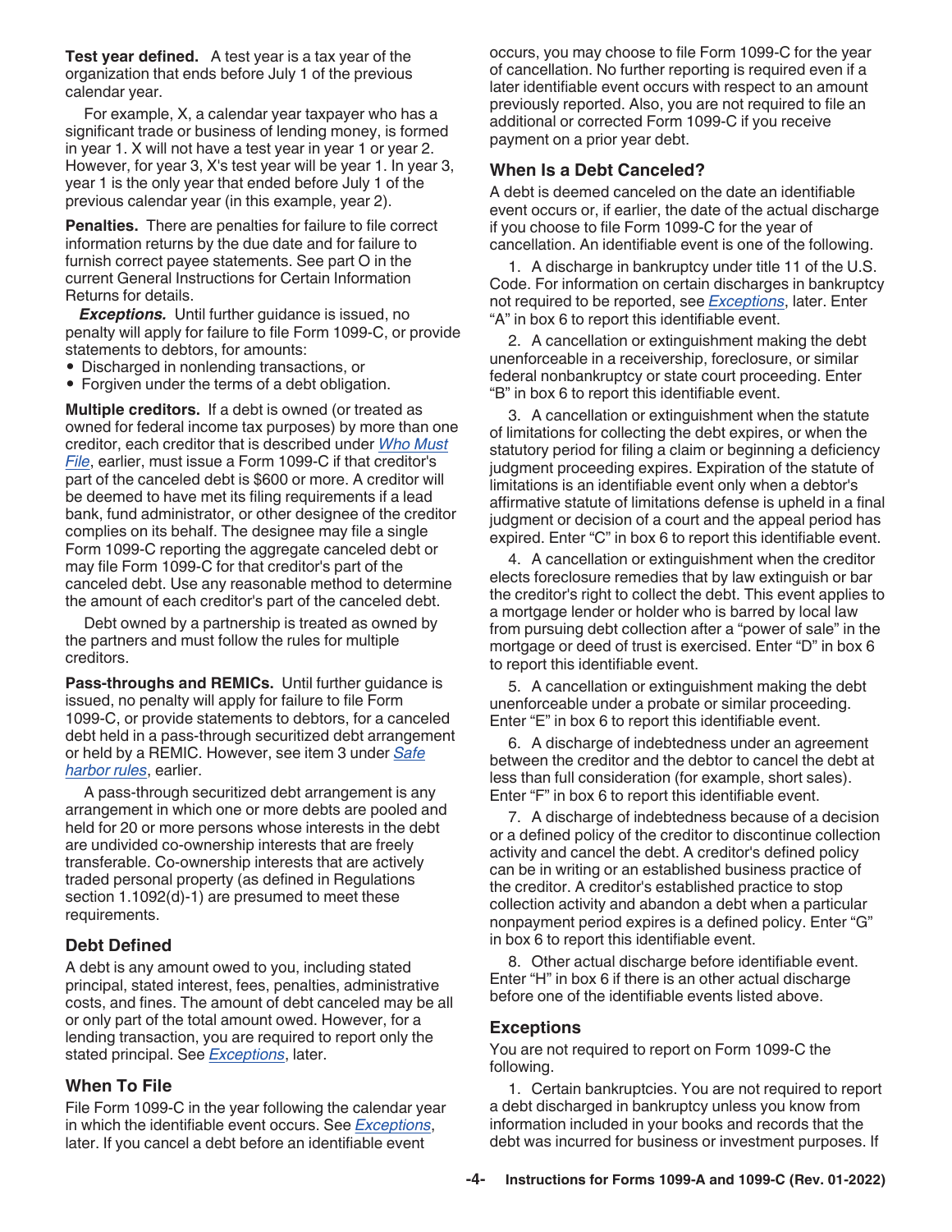**Test year defined.** A test year is a tax year of the organization that ends before July 1 of the previous calendar year.

For example, X, a calendar year taxpayer who has a significant trade or business of lending money, is formed in year 1. X will not have a test year in year 1 or year 2. However, for year 3, X's test year will be year 1. In year 3, year 1 is the only year that ended before July 1 of the previous calendar year (in this example, year 2).

**Penalties.** There are penalties for failure to file correct information returns by the due date and for failure to furnish correct payee statements. See part O in the current General Instructions for Certain Information Returns for details.

***Exceptions.*** Until further guidance is issued, no penalty will apply for failure to file Form 1099-C, or provide statements to debtors, for amounts:

- Discharged in nonlending transactions, or
- Forgiven under the terms of a debt obligation.

**Multiple creditors.** If a debt is owned (or treated as owned for federal income tax purposes) by more than one creditor, each creditor that is described under *Who Must File*, earlier, must issue a Form 1099-C if that creditor's part of the canceled debt is $600 or more. A creditor will be deemed to have met its filing requirements if a lead bank, fund administrator, or other designee of the creditor complies on its behalf. The designee may file a single Form 1099-C reporting the aggregate canceled debt or may file Form 1099-C for that creditor's part of the canceled debt. Use any reasonable method to determine the amount of each creditor's part of the canceled debt.

Debt owned by a partnership is treated as owned by the partners and must follow the rules for multiple creditors.

**Pass-throughs and REMICs.** Until further guidance is issued, no penalty will apply for failure to file Form 1099-C, or provide statements to debtors, for a canceled debt held in a pass-through securitized debt arrangement or held by a REMIC. However, see item 3 under *Safe harbor rules*, earlier.

A pass-through securitized debt arrangement is any arrangement in which one or more debts are pooled and held for 20 or more persons whose interests in the debt are undivided co-ownership interests that are freely transferable. Co-ownership interests that are actively traded personal property (as defined in Regulations section 1.1092(d)-1) are presumed to meet these requirements.

## Debt Defined

A debt is any amount owed to you, including stated principal, stated interest, fees, penalties, administrative costs, and fines. The amount of debt canceled may be all or only part of the total amount owed. However, for a lending transaction, you are required to report only the stated principal. See *Exceptions*, later.

## When To File

File Form 1099-C in the year following the calendar year in which the identifiable event occurs. See *Exceptions*, later. If you cancel a debt before an identifiable event occurs, you may choose to file Form 1099-C for the year of cancellation. No further reporting is required even if a later identifiable event occurs with respect to an amount previously reported. Also, you are not required to file an additional or corrected Form 1099-C if you receive payment on a prior year debt.

## When Is a Debt Canceled?

A debt is deemed canceled on the date an identifiable event occurs or, if earlier, the date of the actual discharge if you choose to file Form 1099-C for the year of cancellation. An identifiable event is one of the following.

1. A discharge in bankruptcy under title 11 of the U.S. Code. For information on certain discharges in bankruptcy not required to be reported, see *Exceptions*, later. Enter "A" in box 6 to report this identifiable event.

2. A cancellation or extinguishment making the debt unenforceable in a receivership, foreclosure, or similar federal nonbankruptcy or state court proceeding. Enter "B" in box 6 to report this identifiable event.

3. A cancellation or extinguishment when the statute of limitations for collecting the debt expires, or when the statutory period for filing a claim or beginning a deficiency judgment proceeding expires. Expiration of the statute of limitations is an identifiable event only when a debtor's affirmative statute of limitations defense is upheld in a final judgment or decision of a court and the appeal period has expired. Enter "C" in box 6 to report this identifiable event.

4. A cancellation or extinguishment when the creditor elects foreclosure remedies that by law extinguish or bar the creditor's right to collect the debt. This event applies to a mortgage lender or holder who is barred by local law from pursuing debt collection after a "power of sale" in the mortgage or deed of trust is exercised. Enter "D" in box 6 to report this identifiable event.

5. A cancellation or extinguishment making the debt unenforceable under a probate or similar proceeding. Enter "E" in box 6 to report this identifiable event.

6. A discharge of indebtedness under an agreement between the creditor and the debtor to cancel the debt at less than full consideration (for example, short sales). Enter "F" in box 6 to report this identifiable event.

7. A discharge of indebtedness because of a decision or a defined policy of the creditor to discontinue collection activity and cancel the debt. A creditor's defined policy can be in writing or an established business practice of the creditor. A creditor's established practice to stop collection activity and abandon a debt when a particular nonpayment period expires is a defined policy. Enter "G" in box 6 to report this identifiable event.

8. Other actual discharge before identifiable event. Enter "H" in box 6 if there is an other actual discharge before one of the identifiable events listed above.

## Exceptions

You are not required to report on Form 1099-C the following.

1. Certain bankruptcies. You are not required to report a debt discharged in bankruptcy unless you know from information included in your books and records that the debt was incurred for business or investment purposes. If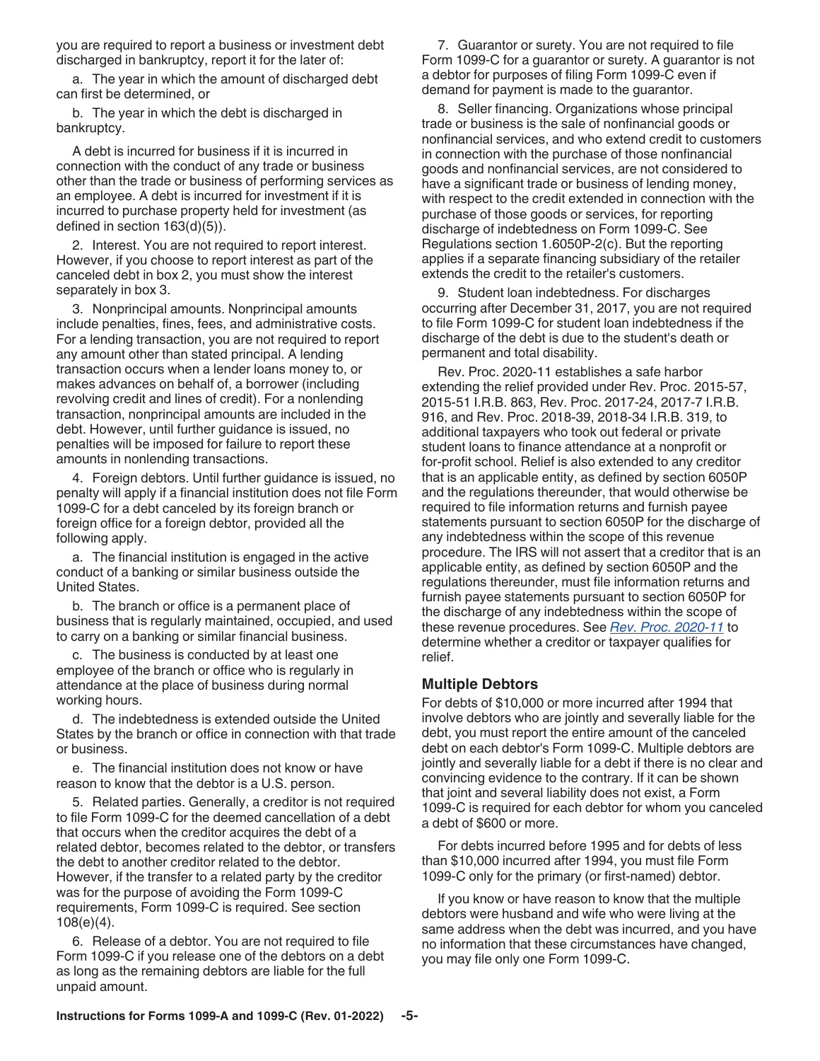you are required to report a business or investment debt discharged in bankruptcy, report it for the later of:

a. The year in which the amount of discharged debt can first be determined, or

b. The year in which the debt is discharged in bankruptcy.

A debt is incurred for business if it is incurred in connection with the conduct of any trade or business other than the trade or business of performing services as an employee. A debt is incurred for investment if it is incurred to purchase property held for investment (as defined in section 163(d)(5)).

2. Interest. You are not required to report interest. However, if you choose to report interest as part of the canceled debt in box 2, you must show the interest separately in box 3.

3. Nonprincipal amounts. Nonprincipal amounts include penalties, fines, fees, and administrative costs. For a lending transaction, you are not required to report any amount other than stated principal. A lending transaction occurs when a lender loans money to, or makes advances on behalf of, a borrower (including revolving credit and lines of credit). For a nonlending transaction, nonprincipal amounts are included in the debt. However, until further guidance is issued, no penalties will be imposed for failure to report these amounts in nonlending transactions.

4. Foreign debtors. Until further guidance is issued, no penalty will apply if a financial institution does not file Form 1099-C for a debt canceled by its foreign branch or foreign office for a foreign debtor, provided all the following apply.

a. The financial institution is engaged in the active conduct of a banking or similar business outside the United States.

b. The branch or office is a permanent place of business that is regularly maintained, occupied, and used to carry on a banking or similar financial business.

c. The business is conducted by at least one employee of the branch or office who is regularly in attendance at the place of business during normal working hours.

d. The indebtedness is extended outside the United States by the branch or office in connection with that trade or business.

e. The financial institution does not know or have reason to know that the debtor is a U.S. person.

5. Related parties. Generally, a creditor is not required to file Form 1099-C for the deemed cancellation of a debt that occurs when the creditor acquires the debt of a related debtor, becomes related to the debtor, or transfers the debt to another creditor related to the debtor. However, if the transfer to a related party by the creditor was for the purpose of avoiding the Form 1099-C requirements, Form 1099-C is required. See section 108(e)(4).

6. Release of a debtor. You are not required to file Form 1099-C if you release one of the debtors on a debt as long as the remaining debtors are liable for the full unpaid amount.

7. Guarantor or surety. You are not required to file Form 1099-C for a guarantor or surety. A guarantor is not a debtor for purposes of filing Form 1099-C even if demand for payment is made to the guarantor.

8. Seller financing. Organizations whose principal trade or business is the sale of nonfinancial goods or nonfinancial services, and who extend credit to customers in connection with the purchase of those nonfinancial goods and nonfinancial services, are not considered to have a significant trade or business of lending money, with respect to the credit extended in connection with the purchase of those goods or services, for reporting discharge of indebtedness on Form 1099-C. See Regulations section 1.6050P-2(c). But the reporting applies if a separate financing subsidiary of the retailer extends the credit to the retailer's customers.

9. Student loan indebtedness. For discharges occurring after December 31, 2017, you are not required to file Form 1099-C for student loan indebtedness if the discharge of the debt is due to the student's death or permanent and total disability.

Rev. Proc. 2020-11 establishes a safe harbor extending the relief provided under Rev. Proc. 2015-57, 2015-51 I.R.B. 863, Rev. Proc. 2017-24, 2017-7 I.R.B. 916, and Rev. Proc. 2018-39, 2018-34 I.R.B. 319, to additional taxpayers who took out federal or private student loans to finance attendance at a nonprofit or for-profit school. Relief is also extended to any creditor that is an applicable entity, as defined by section 6050P and the regulations thereunder, that would otherwise be required to file information returns and furnish payee statements pursuant to section 6050P for the discharge of any indebtedness within the scope of this revenue procedure. The IRS will not assert that a creditor that is an applicable entity, as defined by section 6050P and the regulations thereunder, must file information returns and furnish payee statements pursuant to section 6050P for the discharge of any indebtedness within the scope of these revenue procedures. See *Rev. Proc. 2020-11* to determine whether a creditor or taxpayer qualifies for relief.

### Multiple Debtors

For debts of $10,000 or more incurred after 1994 that involve debtors who are jointly and severally liable for the debt, you must report the entire amount of the canceled debt on each debtor's Form 1099-C. Multiple debtors are jointly and severally liable for a debt if there is no clear and convincing evidence to the contrary. If it can be shown that joint and several liability does not exist, a Form 1099-C is required for each debtor for whom you canceled a debt of $600 or more.

For debts incurred before 1995 and for debts of less than $10,000 incurred after 1994, you must file Form 1099-C only for the primary (or first-named) debtor.

If you know or have reason to know that the multiple debtors were husband and wife who were living at the same address when the debt was incurred, and you have no information that these circumstances have changed, you may file only one Form 1099-C.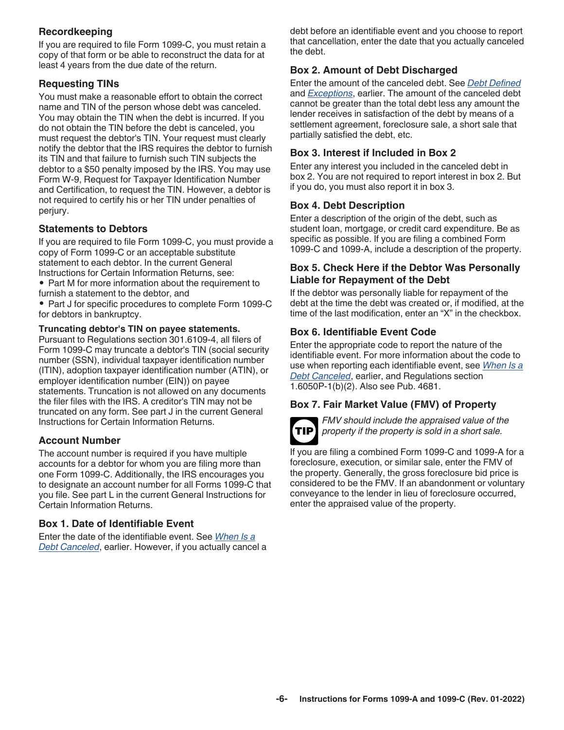### Recordkeeping

If you are required to file Form 1099-C, you must retain a copy of that form or be able to reconstruct the data for at least 4 years from the due date of the return.

### Requesting TINs

You must make a reasonable effort to obtain the correct name and TIN of the person whose debt was canceled. You may obtain the TIN when the debt is incurred. If you do not obtain the TIN before the debt is canceled, you must request the debtor's TIN. Your request must clearly notify the debtor that the IRS requires the debtor to furnish its TIN and that failure to furnish such TIN subjects the debtor to a $50 penalty imposed by the IRS. You may use Form W-9, Request for Taxpayer Identification Number and Certification, to request the TIN. However, a debtor is not required to certify his or her TIN under penalties of perjury.

### Statements to Debtors

If you are required to file Form 1099-C, you must provide a copy of Form 1099-C or an acceptable substitute statement to each debtor. In the current General Instructions for Certain Information Returns, see:

- Part M for more information about the requirement to furnish a statement to the debtor, and
- Part J for specific procedures to complete Form 1099-C for debtors in bankruptcy.

**Truncating debtor's TIN on payee statements.** Pursuant to Regulations section 301.6109-4, all filers of Form 1099-C may truncate a debtor's TIN (social security number (SSN), individual taxpayer identification number (ITIN), adoption taxpayer identification number (ATIN), or employer identification number (EIN)) on payee statements. Truncation is not allowed on any documents the filer files with the IRS. A creditor's TIN may not be truncated on any form. See part J in the current General Instructions for Certain Information Returns.

### Account Number

The account number is required if you have multiple accounts for a debtor for whom you are filing more than one Form 1099-C. Additionally, the IRS encourages you to designate an account number for all Forms 1099-C that you file. See part L in the current General Instructions for Certain Information Returns.

### Box 1. Date of Identifiable Event

Enter the date of the identifiable event. See *When Is a Debt Canceled*, earlier. However, if you actually cancel a debt before an identifiable event and you choose to report that cancellation, enter the date that you actually canceled the debt.

### Box 2. Amount of Debt Discharged

Enter the amount of the canceled debt. See *Debt Defined* and *Exceptions*, earlier. The amount of the canceled debt cannot be greater than the total debt less any amount the lender receives in satisfaction of the debt by means of a settlement agreement, foreclosure sale, a short sale that partially satisfied the debt, etc.

### Box 3. Interest if Included in Box 2

Enter any interest you included in the canceled debt in box 2. You are not required to report interest in box 2. But if you do, you must also report it in box 3.

### Box 4. Debt Description

Enter a description of the origin of the debt, such as student loan, mortgage, or credit card expenditure. Be as specific as possible. If you are filing a combined Form 1099-C and 1099-A, include a description of the property.

### Box 5. Check Here if the Debtor Was Personally Liable for Repayment of the Debt

If the debtor was personally liable for repayment of the debt at the time the debt was created or, if modified, at the time of the last modification, enter an "X" in the checkbox.

### Box 6. Identifiable Event Code

Enter the appropriate code to report the nature of the identifiable event. For more information about the code to use when reporting each identifiable event, see *When Is a Debt Canceled*, earlier, and Regulations section 1.6050P-1(b)(2). Also see Pub. 4681.

### Box 7. Fair Market Value (FMV) of Property

**TIP** *FMV should include the appraised value of the property if the property is sold in a short sale.*

If you are filing a combined Form 1099-C and 1099-A for a foreclosure, execution, or similar sale, enter the FMV of the property. Generally, the gross foreclosure bid price is considered to be the FMV. If an abandonment or voluntary conveyance to the lender in lieu of foreclosure occurred, enter the appraised value of the property.